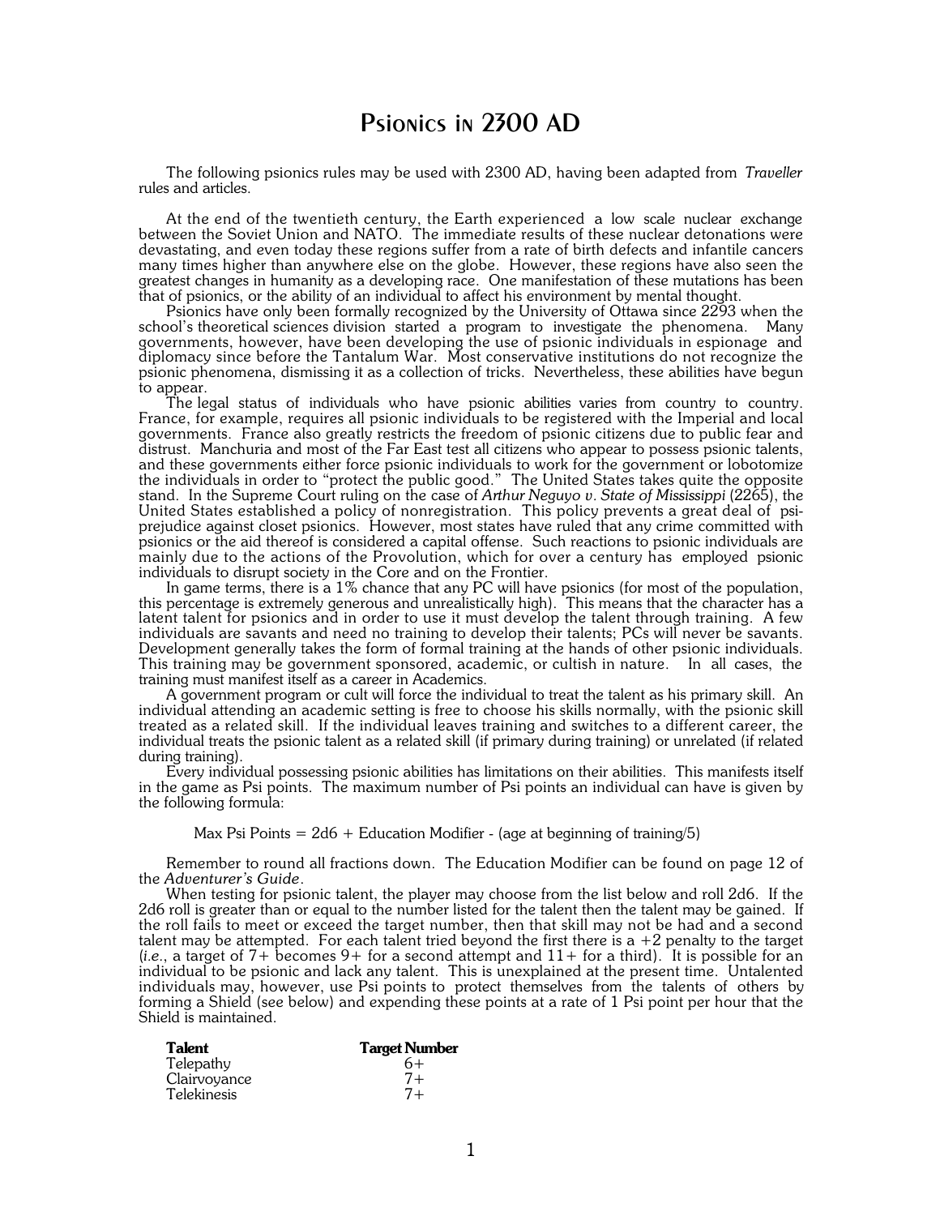# Psionics in 2300 AD

The following psionics rules may be used with 2300 AD, having been adapted from *Traveller* rules and articles.

At the end of the twentieth century, the Earth experienced a low scale nuclear exchange between the Soviet Union and NATO. The immediate results of these nuclear detonations were devastating, and even today these regions suffer from a rate of birth defects and infantile cancers many times higher than anywhere else on the globe. However, these regions have also seen the greatest changes in humanity as a developing race. One manifestation of these mutations has been that of psionics, or the ability of an individual to affect his environment by mental thought.

Psionics have only been formally recognized by the University of Ottawa since 2293 when the school's theoretical sciences division started a program to investigate the phenomena. Many governments, however, have been developing the use of psionic individuals in espionage and diplomacy since before the Tantalum War. Most conservative institutions do not recognize the psionic phenomena, dismissing it as a collection of tricks. Nevertheless, these abilities have begun to appear.

The legal status of individuals who have psionic abilities varies from country to country. France, for example, requires all psionic individuals to be registered with the Imperial and local governments. France also greatly restricts the freedom of psionic citizens due to public fear and distrust. Manchuria and most of the Far East test all citizens who appear to possess psionic talents, and these governments either force psionic individuals to work for the government or lobotomize the individuals in order to "protect the public good." The United States takes quite the opposite stand. In the Supreme Court ruling on the case of *Arthur Neguyo v. State of Mississippi* (2265), the United States established a policy of nonregistration. This policy prevents a great deal of psi-prejudice against closet psionics. However, most states have ruled that any crime committed with psionics or the aid thereof is considered a capital offense. Such reactions to psionic individuals are mainly due to the actions of the Provolution, which for over a century has employed psionic individuals to disrupt society in the Core and on the Frontier.

In game terms, there is a 1% chance that any PC will have psionics (for most of the population, this percentage is extremely generous and unrealistically high). This means that the character has a latent talent for psionics and in order to use it must develop the talent through training. A few individuals are savants and need no training to develop their talents; PCs will never be savants. Development generally takes the form of formal training at the hands of other psionic individuals. This training may be government sponsored, academic, or cultish in nature. In all cases, the training must manifest itself as a career in Academics.

A government program or cult will force the individual to treat the talent as his primary skill. An individual attending an academic setting is free to choose his skills normally, with the psionic skill treated as a related skill. If the individual leaves training and switches to a different career, the individual treats the psionic talent as a related skill (if primary during training) or unrelated (if related during training).

Every individual possessing psionic abilities has limitations on their abilities. This manifests itself in the game as Psi points. The maximum number of Psi points an individual can have is given by the following formula:

Max Psi Points = 2d6 + Education Modifier - (age at beginning of training/5)

Remember to round all fractions down. The Education Modifier can be found on page 12 of the *Adventurer's Guide*.

When testing for psionic talent, the player may choose from the list below and roll 2d6. If the 2d6 roll is greater than or equal to the number listed for the talent then the talent may be gained. If the roll fails to meet or exceed the target number, then that skill may not be had and a second talent may be attempted. For each talent tried beyond the first there is a +2 penalty to the target (*i.e.*, a target of 7+ becomes 9+ for a second attempt and 11+ for a third). It is possible for an individual to be psionic and lack any talent. This is unexplained at the present time. Untalented individuals may, however, use Psi points to protect themselves from the talents of others by forming a Shield (see below) and expending these points at a rate of 1 Psi point per hour that the Shield is maintained.

| Talent | Target Number |
|---|---|
| Telepathy | 6+ |
| Clairvoyance | 7+ |
| Telekinesis | 7+ |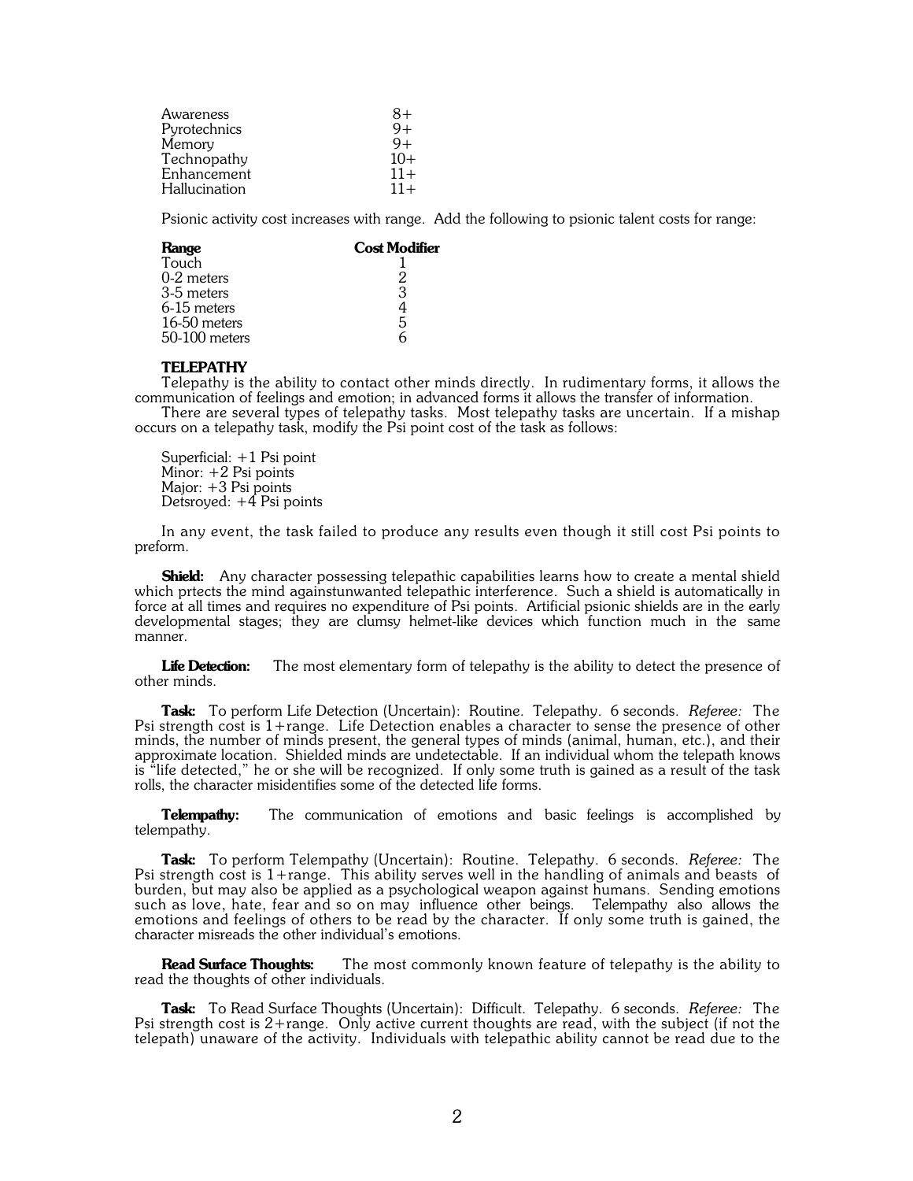| | |
|---|---|
| Awareness | 8+ |
| Pyrotechnics | 9+ |
| Memory | 9+ |
| Technopathy | 10+ |
| Enhancement | 11+ |
| Hallucination | 11+ |

Psionic activity cost increases with range. Add the following to psionic talent costs for range:

| Range | Cost Modifier |
|---|---|
| Touch | 1 |
| 0-2 meters | 2 |
| 3-5 meters | 3 |
| 6-15 meters | 4 |
| 16-50 meters | 5 |
| 50-100 meters | 6 |

### TELEPATHY

Telepathy is the ability to contact other minds directly. In rudimentary forms, it allows the communication of feelings and emotion; in advanced forms it allows the transfer of information.

There are several types of telepathy tasks. Most telepathy tasks are uncertain. If a mishap occurs on a telepathy task, modify the Psi point cost of the task as follows:

Superficial: +1 Psi point
Minor: +2 Psi points
Major: +3 Psi points
Detsroyed: +4 Psi points

In any event, the task failed to produce any results even though it still cost Psi points to preform.

**Shield:** Any character possessing telepathic capabilities learns how to create a mental shield which prtects the mind againstunwanted telepathic interference. Such a shield is automatically in force at all times and requires no expenditure of Psi points. Artificial psionic shields are in the early developmental stages; they are clumsy helmet-like devices which function much in the same manner.

**Life Detection:** The most elementary form of telepathy is the ability to detect the presence of other minds.

**Task:** To perform Life Detection (Uncertain): Routine. Telepathy. 6 seconds. *Referee:* The Psi strength cost is 1+range. Life Detection enables a character to sense the presence of other minds, the number of minds present, the general types of minds (animal, human, etc.), and their approximate location. Shielded minds are undetectable. If an individual whom the telepath knows is "life detected," he or she will be recognized. If only some truth is gained as a result of the task rolls, the character misidentifies some of the detected life forms.

**Telempathy:** The communication of emotions and basic feelings is accomplished by telempathy.

**Task:** To perform Telempathy (Uncertain): Routine. Telepathy. 6 seconds. *Referee:* The Psi strength cost is 1+range. This ability serves well in the handling of animals and beasts of burden, but may also be applied as a psychological weapon against humans. Sending emotions such as love, hate, fear and so on may influence other beings. Telempathy also allows the emotions and feelings of others to be read by the character. If only some truth is gained, the character misreads the other individual's emotions.

**Read Surface Thoughts:** The most commonly known feature of telepathy is the ability to read the thoughts of other individuals.

**Task:** To Read Surface Thoughts (Uncertain): Difficult. Telepathy. 6 seconds. *Referee:* The Psi strength cost is 2+range. Only active current thoughts are read, with the subject (if not the telepath) unaware of the activity. Individuals with telepathic ability cannot be read due to the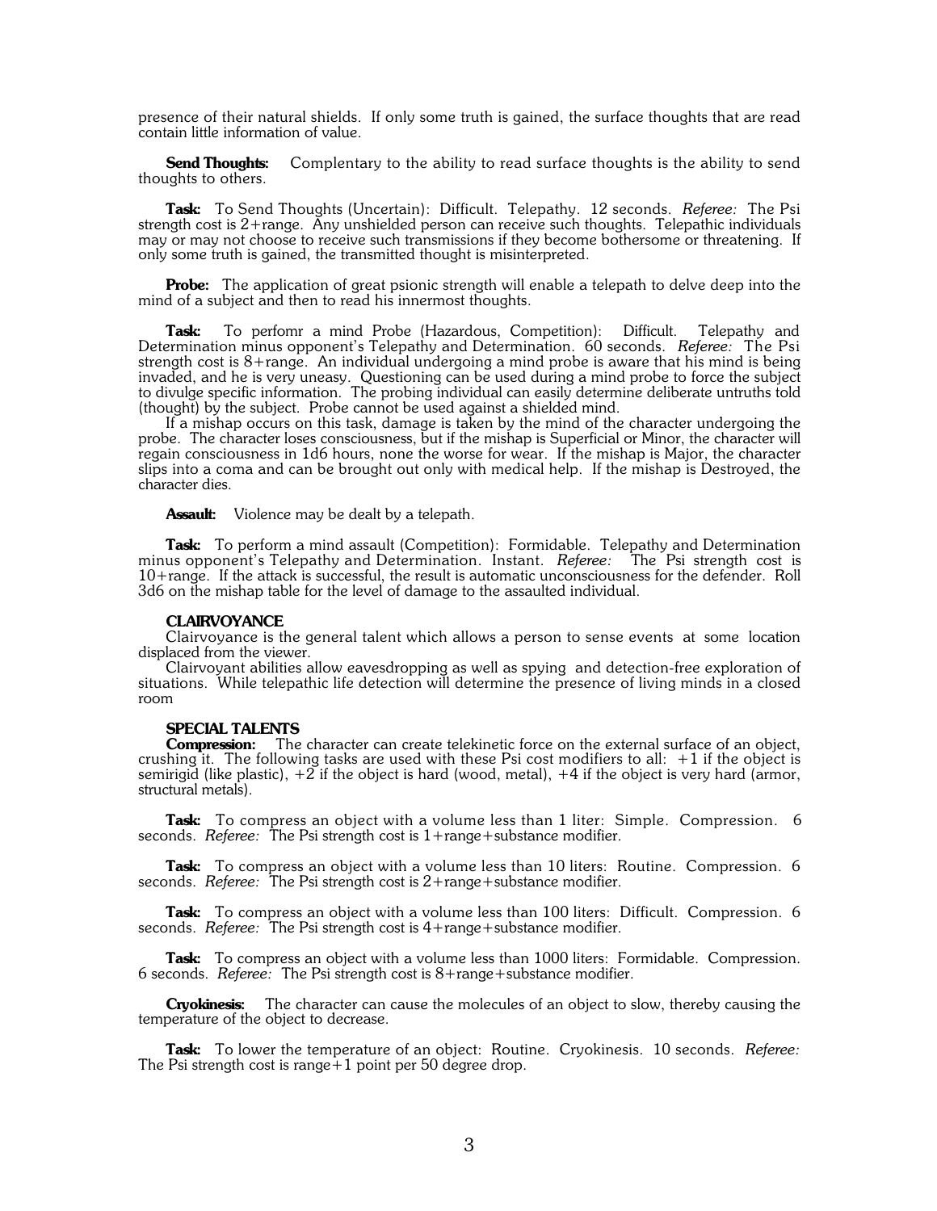presence of their natural shields. If only some truth is gained, the surface thoughts that are read contain little information of value.

**Send Thoughts:** Complentary to the ability to read surface thoughts is the ability to send thoughts to others.

**Task:** To Send Thoughts (Uncertain): Difficult. Telepathy. 12 seconds. *Referee:* The Psi strength cost is 2+range. Any unshielded person can receive such thoughts. Telepathic individuals may or may not choose to receive such transmissions if they become bothersome or threatening. If only some truth is gained, the transmitted thought is misinterpreted.

**Probe:** The application of great psionic strength will enable a telepath to delve deep into the mind of a subject and then to read his innermost thoughts.

**Task:** To perfomr a mind Probe (Hazardous, Competition): Difficult. Telepathy and Determination minus opponent's Telepathy and Determination. 60 seconds. *Referee:* The Psi strength cost is 8+range. An individual undergoing a mind probe is aware that his mind is being invaded, and he is very uneasy. Questioning can be used during a mind probe to force the subject to divulge specific information. The probing individual can easily determine deliberate untruths told (thought) by the subject. Probe cannot be used against a shielded mind.

If a mishap occurs on this task, damage is taken by the mind of the character undergoing the probe. The character loses consciousness, but if the mishap is Superficial or Minor, the character will regain consciousness in 1d6 hours, none the worse for wear. If the mishap is Major, the character slips into a coma and can be brought out only with medical help. If the mishap is Destroyed, the character dies.

**Assault:** Violence may be dealt by a telepath.

**Task:** To perform a mind assault (Competition): Formidable. Telepathy and Determination minus opponent's Telepathy and Determination. Instant. *Referee:* The Psi strength cost is 10+range. If the attack is successful, the result is automatic unconsciousness for the defender. Roll 3d6 on the mishap table for the level of damage to the assaulted individual.

### CLAIRVOYANCE

Clairvoyance is the general talent which allows a person to sense events at some location displaced from the viewer.

Clairvoyant abilities allow eavesdropping as well as spying and detection-free exploration of situations. While telepathic life detection will determine the presence of living minds in a closed room

### SPECIAL TALENTS

**Compression:** The character can create telekinetic force on the external surface of an object, crushing it. The following tasks are used with these Psi cost modifiers to all: +1 if the object is semirigid (like plastic), +2 if the object is hard (wood, metal), +4 if the object is very hard (armor, structural metals).

**Task:** To compress an object with a volume less than 1 liter: Simple. Compression. 6 seconds. *Referee:* The Psi strength cost is 1+range+substance modifier.

**Task:** To compress an object with a volume less than 10 liters: Routine. Compression. 6 seconds. *Referee:* The Psi strength cost is 2+range+substance modifier.

**Task:** To compress an object with a volume less than 100 liters: Difficult. Compression. 6 seconds. *Referee:* The Psi strength cost is 4+range+substance modifier.

**Task:** To compress an object with a volume less than 1000 liters: Formidable. Compression. 6 seconds. *Referee:* The Psi strength cost is 8+range+substance modifier.

**Cryokinesis:** The character can cause the molecules of an object to slow, thereby causing the temperature of the object to decrease.

**Task:** To lower the temperature of an object: Routine. Cryokinesis. 10 seconds. *Referee:* The Psi strength cost is range+1 point per 50 degree drop.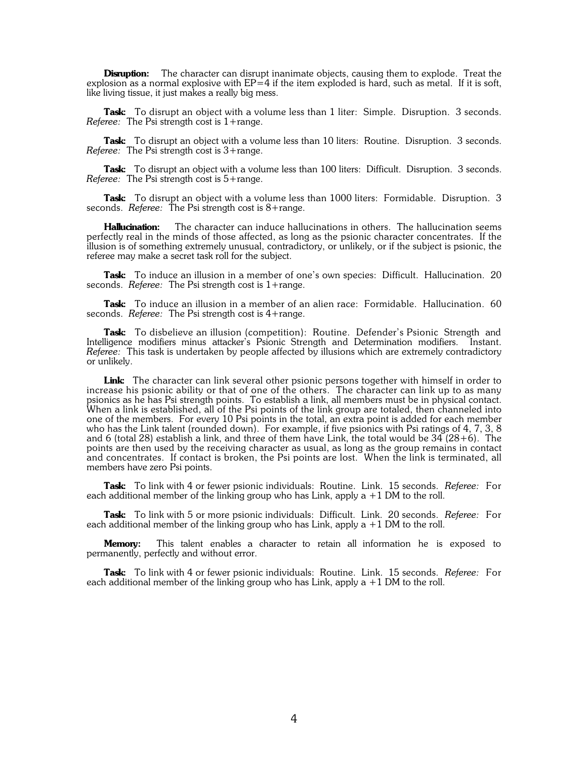**Disruption:** The character can disrupt inanimate objects, causing them to explode. Treat the explosion as a normal explosive with EP=4 if the item exploded is hard, such as metal. If it is soft, like living tissue, it just makes a really big mess.

**Task:** To disrupt an object with a volume less than 1 liter: Simple. Disruption. 3 seconds. *Referee:* The Psi strength cost is 1+range.

**Task:** To disrupt an object with a volume less than 10 liters: Routine. Disruption. 3 seconds. *Referee:* The Psi strength cost is 3+range.

**Task:** To disrupt an object with a volume less than 100 liters: Difficult. Disruption. 3 seconds. *Referee:* The Psi strength cost is 5+range.

**Task:** To disrupt an object with a volume less than 1000 liters: Formidable. Disruption. 3 seconds. *Referee:* The Psi strength cost is 8+range.

**Hallucination:** The character can induce hallucinations in others. The hallucination seems perfectly real in the minds of those affected, as long as the psionic character concentrates. If the illusion is of something extremely unusual, contradictory, or unlikely, or if the subject is psionic, the referee may make a secret task roll for the subject.

**Task:** To induce an illusion in a member of one's own species: Difficult. Hallucination. 20 seconds. *Referee:* The Psi strength cost is 1+range.

**Task:** To induce an illusion in a member of an alien race: Formidable. Hallucination. 60 seconds. *Referee:* The Psi strength cost is 4+range.

**Task:** To disbelieve an illusion (competition): Routine. Defender's Psionic Strength and Intelligence modifiers minus attacker's Psionic Strength and Determination modifiers. Instant. *Referee:* This task is undertaken by people affected by illusions which are extremely contradictory or unlikely.

**Link:** The character can link several other psionic persons together with himself in order to increase his psionic ability or that of one of the others. The character can link up to as many psionics as he has Psi strength points. To establish a link, all members must be in physical contact. When a link is established, all of the Psi points of the link group are totaled, then channeled into one of the members. For every 10 Psi points in the total, an extra point is added for each member who has the Link talent (rounded down). For example, if five psionics with Psi ratings of 4, 7, 3, 8 and 6 (total 28) establish a link, and three of them have Link, the total would be 34 (28+6). The points are then used by the receiving character as usual, as long as the group remains in contact and concentrates. If contact is broken, the Psi points are lost. When the link is terminated, all members have zero Psi points.

**Task:** To link with 4 or fewer psionic individuals: Routine. Link. 15 seconds. *Referee:* For each additional member of the linking group who has Link, apply a +1 DM to the roll.

**Task:** To link with 5 or more psionic individuals: Difficult. Link. 20 seconds. *Referee:* For each additional member of the linking group who has Link, apply a +1 DM to the roll.

**Memory:** This talent enables a character to retain all information he is exposed to permanently, perfectly and without error.

**Task:** To link with 4 or fewer psionic individuals: Routine. Link. 15 seconds. *Referee:* For each additional member of the linking group who has Link, apply a +1 DM to the roll.